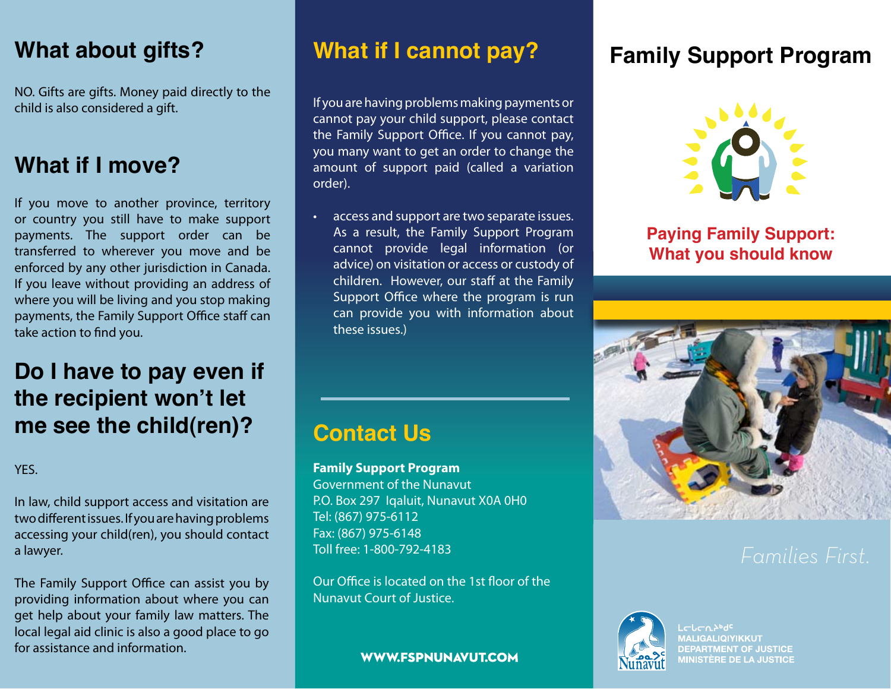## What about gifts?

NO. Gifts are gifts. Money paid directly to the child is also considered a gift.

## What if I move?

If you move to another province, territory or country you still have to make support payments. The support order can be transferred to wherever you move and be enforced by any other jurisdiction in Canada. If you leave without providing an address of where you will be living and you stop making payments, the Family Support Office staff can take action to find you.

## Do I have to pay even if the recipient won't let me see the child(ren)?

YES.

In law, child support access and visitation are two different issues. If you are having problems accessing your child(ren), you should contact a lawyer.

The Family Support Office can assist you by providing information about where you can get help about your family law matters. The local legal aid clinic is also a good place to go for assistance and information.

## What if I cannot pay?

If you are having problems making payments or cannot pay your child support, please contact the Family Support Office. If you cannot pay, you many want to get an order to change the amount of support paid (called a variation order).

- access and support are two separate issues. As a result, the Family Support Program cannot provide legal information (or advice) on visitation or access or custody of children. However, our staff at the Family Support Office where the program is run can provide you with information about these issues.)

## Contact Us

**Family Support Program**
Government of the Nunavut
P.O. Box 297 Iqaluit, Nunavut X0A 0H0
Tel: (867) 975-6112
Fax: (867) 975-6148
Toll free: 1-800-792-4183

Our Office is located on the 1st floor of the Nunavut Court of Justice.

**WWW.FSPNUNAVUT.COM**

# Family Support Program

## Paying Family Support: What you should know

*Families First.*

ᒪᓕᒐᓕᕆᔨᒃᑯᑦ
MALIGALIQIYIKKUT
DEPARTMENT OF JUSTICE
MINISTÈRE DE LA JUSTICE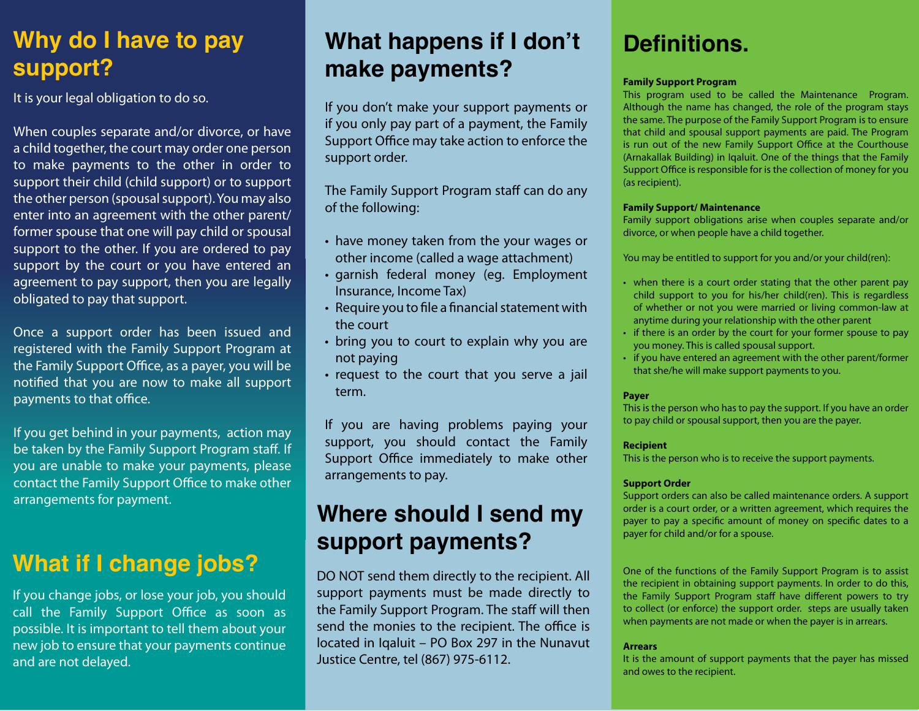## Why do I have to pay support?

It is your legal obligation to do so.

When couples separate and/or divorce, or have a child together, the court may order one person to make payments to the other in order to support their child (child support) or to support the other person (spousal support). You may also enter into an agreement with the other parent/ former spouse that one will pay child or spousal support to the other. If you are ordered to pay support by the court or you have entered an agreement to pay support, then you are legally obligated to pay that support.

Once a support order has been issued and registered with the Family Support Program at the Family Support Office, as a payer, you will be notified that you are now to make all support payments to that office.

If you get behind in your payments, action may be taken by the Family Support Program staff. If you are unable to make your payments, please contact the Family Support Office to make other arrangements for payment.

## What if I change jobs?

If you change jobs, or lose your job, you should call the Family Support Office as soon as possible. It is important to tell them about your new job to ensure that your payments continue and are not delayed.

## What happens if I don't make payments?

If you don't make your support payments or if you only pay part of a payment, the Family Support Office may take action to enforce the support order.

The Family Support Program staff can do any of the following:

- have money taken from the your wages or other income (called a wage attachment)
- garnish federal money (eg. Employment Insurance, Income Tax)
- Require you to file a financial statement with the court
- bring you to court to explain why you are not paying
- request to the court that you serve a jail term.

If you are having problems paying your support, you should contact the Family Support Office immediately to make other arrangements to pay.

## Where should I send my support payments?

DO NOT send them directly to the recipient. All support payments must be made directly to the Family Support Program. The staff will then send the monies to the recipient. The office is located in Iqaluit – PO Box 297 in the Nunavut Justice Centre, tel (867) 975-6112.

## Definitions.

**Family Support Program**
This program used to be called the Maintenance Program. Although the name has changed, the role of the program stays the same. The purpose of the Family Support Program is to ensure that child and spousal support payments are paid. The Program is run out of the new Family Support Office at the Courthouse (Arnakallak Building) in Iqaluit. One of the things that the Family Support Office is responsible for is the collection of money for you (as recipient).

**Family Support/ Maintenance**
Family support obligations arise when couples separate and/or divorce, or when people have a child together.

You may be entitled to support for you and/or your child(ren):

- when there is a court order stating that the other parent pay child support to you for his/her child(ren). This is regardless of whether or not you were married or living common-law at anytime during your relationship with the other parent
- if there is an order by the court for your former spouse to pay you money. This is called spousal support.
- if you have entered an agreement with the other parent/former that she/he will make support payments to you.

**Payer**
This is the person who has to pay the support. If you have an order to pay child or spousal support, then you are the payer.

**Recipient**
This is the person who is to receive the support payments.

**Support Order**
Support orders can also be called maintenance orders. A support order is a court order, or a written agreement, which requires the payer to pay a specific amount of money on specific dates to a payer for child and/or for a spouse.

One of the functions of the Family Support Program is to assist the recipient in obtaining support payments. In order to do this, the Family Support Program staff have different powers to try to collect (or enforce) the support order. steps are usually taken when payments are not made or when the payer is in arrears.

**Arrears**
It is the amount of support payments that the payer has missed and owes to the recipient.